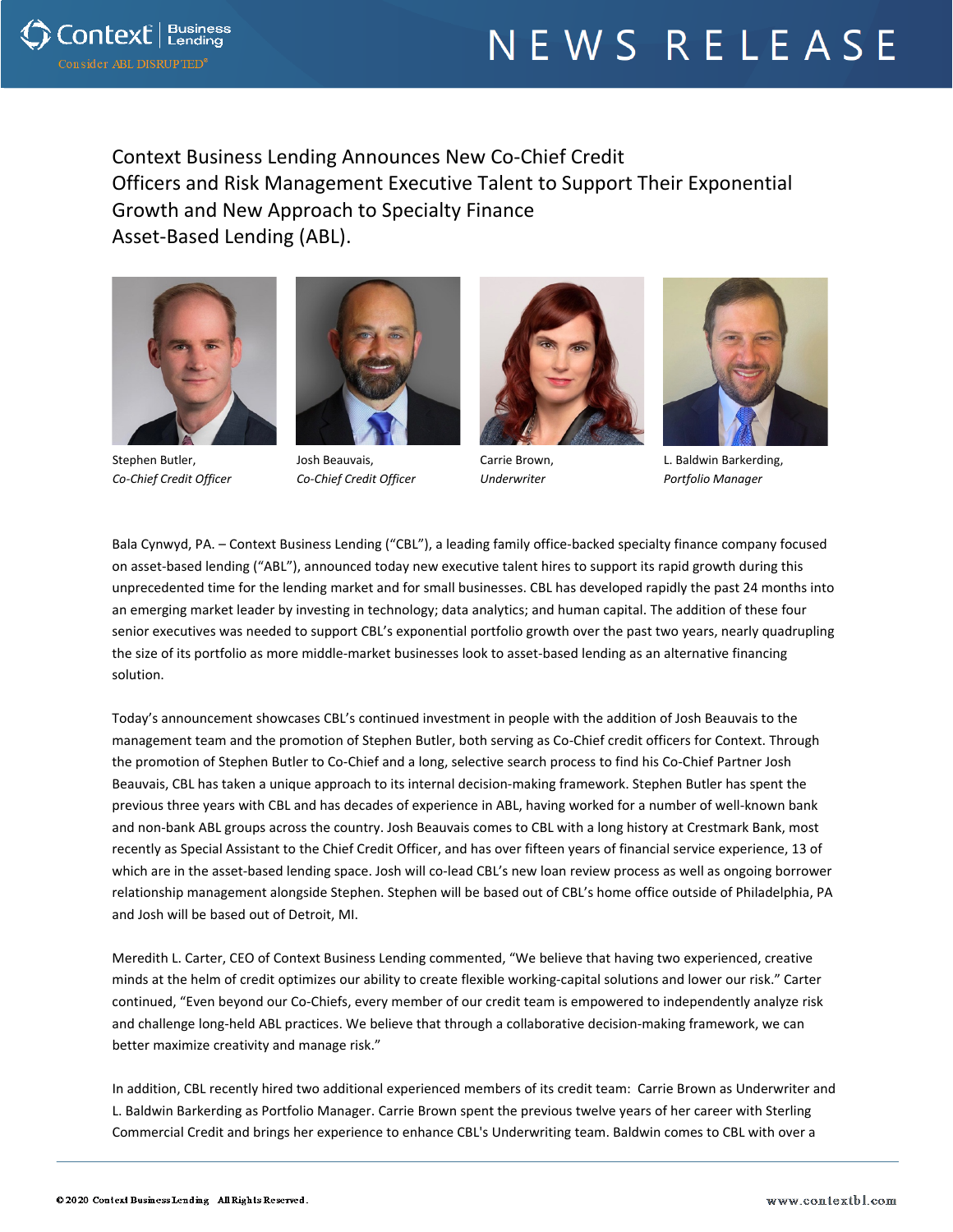# NEWS RELEASE

## Context Business Lending Announces New Co-Chief Credit Officers and Risk Management Executive Talent to Support Their Exponential Growth and New Approach to Specialty Finance Asset-Based Lending (ABL).

Stephen Butler, *Co-Chief Credit Officer*

Josh Beauvais, *Co-Chief Credit Officer*

Carrie Brown, *Underwriter*

L. Baldwin Barkerding, *Portfolio Manager*

Bala Cynwyd, PA. – Context Business Lending ("CBL"), a leading family office-backed specialty finance company focused on asset-based lending ("ABL"), announced today new executive talent hires to support its rapid growth during this unprecedented time for the lending market and for small businesses. CBL has developed rapidly the past 24 months into an emerging market leader by investing in technology; data analytics; and human capital. The addition of these four senior executives was needed to support CBL's exponential portfolio growth over the past two years, nearly quadrupling the size of its portfolio as more middle-market businesses look to asset-based lending as an alternative financing solution.

Today's announcement showcases CBL's continued investment in people with the addition of Josh Beauvais to the management team and the promotion of Stephen Butler, both serving as Co-Chief credit officers for Context. Through the promotion of Stephen Butler to Co-Chief and a long, selective search process to find his Co-Chief Partner Josh Beauvais, CBL has taken a unique approach to its internal decision-making framework. Stephen Butler has spent the previous three years with CBL and has decades of experience in ABL, having worked for a number of well-known bank and non-bank ABL groups across the country. Josh Beauvais comes to CBL with a long history at Crestmark Bank, most recently as Special Assistant to the Chief Credit Officer, and has over fifteen years of financial service experience, 13 of which are in the asset-based lending space. Josh will co-lead CBL's new loan review process as well as ongoing borrower relationship management alongside Stephen. Stephen will be based out of CBL's home office outside of Philadelphia, PA and Josh will be based out of Detroit, MI.

Meredith L. Carter, CEO of Context Business Lending commented, "We believe that having two experienced, creative minds at the helm of credit optimizes our ability to create flexible working-capital solutions and lower our risk." Carter continued, "Even beyond our Co-Chiefs, every member of our credit team is empowered to independently analyze risk and challenge long-held ABL practices. We believe that through a collaborative decision-making framework, we can better maximize creativity and manage risk."

In addition, CBL recently hired two additional experienced members of its credit team: Carrie Brown as Underwriter and L. Baldwin Barkerding as Portfolio Manager. Carrie Brown spent the previous twelve years of her career with Sterling Commercial Credit and brings her experience to enhance CBL's Underwriting team. Baldwin comes to CBL with over a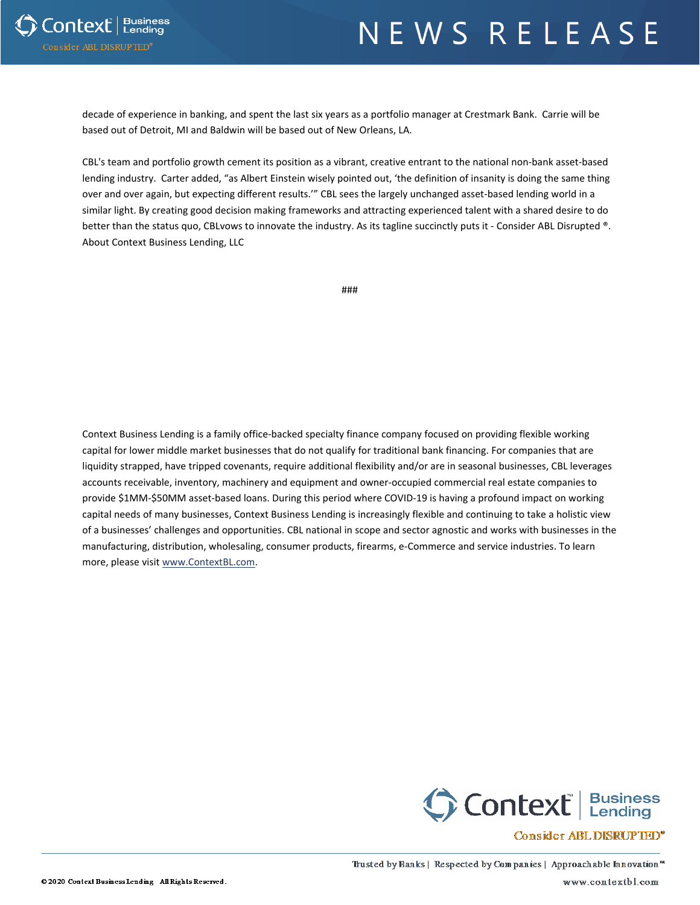decade of experience in banking, and spent the last six years as a portfolio manager at Crestmark Bank. Carrie will be based out of Detroit, MI and Baldwin will be based out of New Orleans, LA.

CBL's team and portfolio growth cement its position as a vibrant, creative entrant to the national non-bank asset-based lending industry. Carter added, "as Albert Einstein wisely pointed out, 'the definition of insanity is doing the same thing over and over again, but expecting different results.'" CBL sees the largely unchanged asset-based lending world in a similar light. By creating good decision making frameworks and attracting experienced talent with a shared desire to do better than the status quo, CBLvows to innovate the industry. As its tagline succinctly puts it - Consider ABL Disrupted ®.
About Context Business Lending, LLC

###

Context Business Lending is a family office-backed specialty finance company focused on providing flexible working capital for lower middle market businesses that do not qualify for traditional bank financing. For companies that are liquidity strapped, have tripped covenants, require additional flexibility and/or are in seasonal businesses, CBL leverages accounts receivable, inventory, machinery and equipment and owner-occupied commercial real estate companies to provide $1MM-$50MM asset-based loans. During this period where COVID-19 is having a profound impact on working capital needs of many businesses, Context Business Lending is increasingly flexible and continuing to take a holistic view of a businesses' challenges and opportunities. CBL national in scope and sector agnostic and works with businesses in the manufacturing, distribution, wholesaling, consumer products, firearms, e-Commerce and service industries. To learn more, please visit www.ContextBL.com.